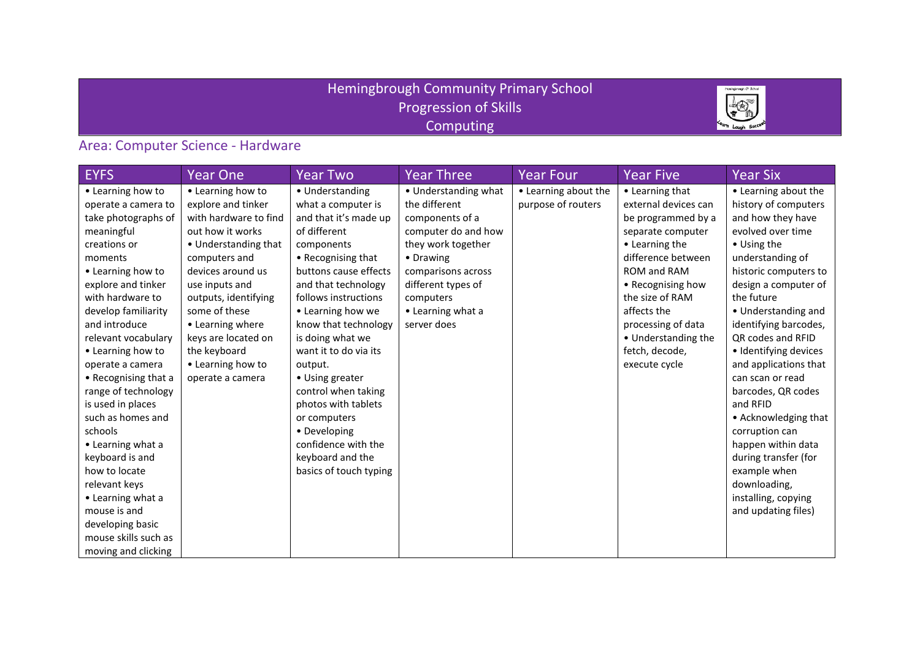# Hemingbrough Community Primary School
# Progression of Skills
# Computing

## Area: Computer Science - Hardware

| EYFS | Year One | Year Two | Year Three | Year Four | Year Five | Year Six |
|---|---|---|---|---|---|---|
| • Learning how to operate a camera to take photographs of meaningful creations or moments<br>• Learning how to explore and tinker with hardware to develop familiarity and introduce relevant vocabulary<br>• Learning how to operate a camera<br>• Recognising that a range of technology is used in places such as homes and schools<br>• Learning what a keyboard is and how to locate relevant keys<br>• Learning what a mouse is and developing basic mouse skills such as moving and clicking | • Learning how to explore and tinker with hardware to find out how it works<br>• Understanding that computers and devices around us use inputs and outputs, identifying some of these<br>• Learning where keys are located on the keyboard<br>• Learning how to operate a camera | • Understanding what a computer is and that it's made up of different components<br>• Recognising that buttons cause effects and that technology follows instructions<br>• Learning how we know that technology is doing what we want it to do via its output.<br>• Using greater control when taking photos with tablets or computers<br>• Developing confidence with the keyboard and the basics of touch typing | • Understanding what the different components of a computer do and how they work together<br>• Drawing comparisons across different types of computers<br>• Learning what a server does | • Learning about the purpose of routers | • Learning that external devices can be programmed by a separate computer<br>• Learning the difference between ROM and RAM<br>• Recognising how the size of RAM affects the processing of data<br>• Understanding the fetch, decode, execute cycle | • Learning about the history of computers and how they have evolved over time<br>• Using the understanding of historic computers to design a computer of the future<br>• Understanding and identifying barcodes, QR codes and RFID<br>• Identifying devices and applications that can scan or read barcodes, QR codes and RFID<br>• Acknowledging that corruption can happen within data during transfer (for example when downloading, installing, copying and updating files) |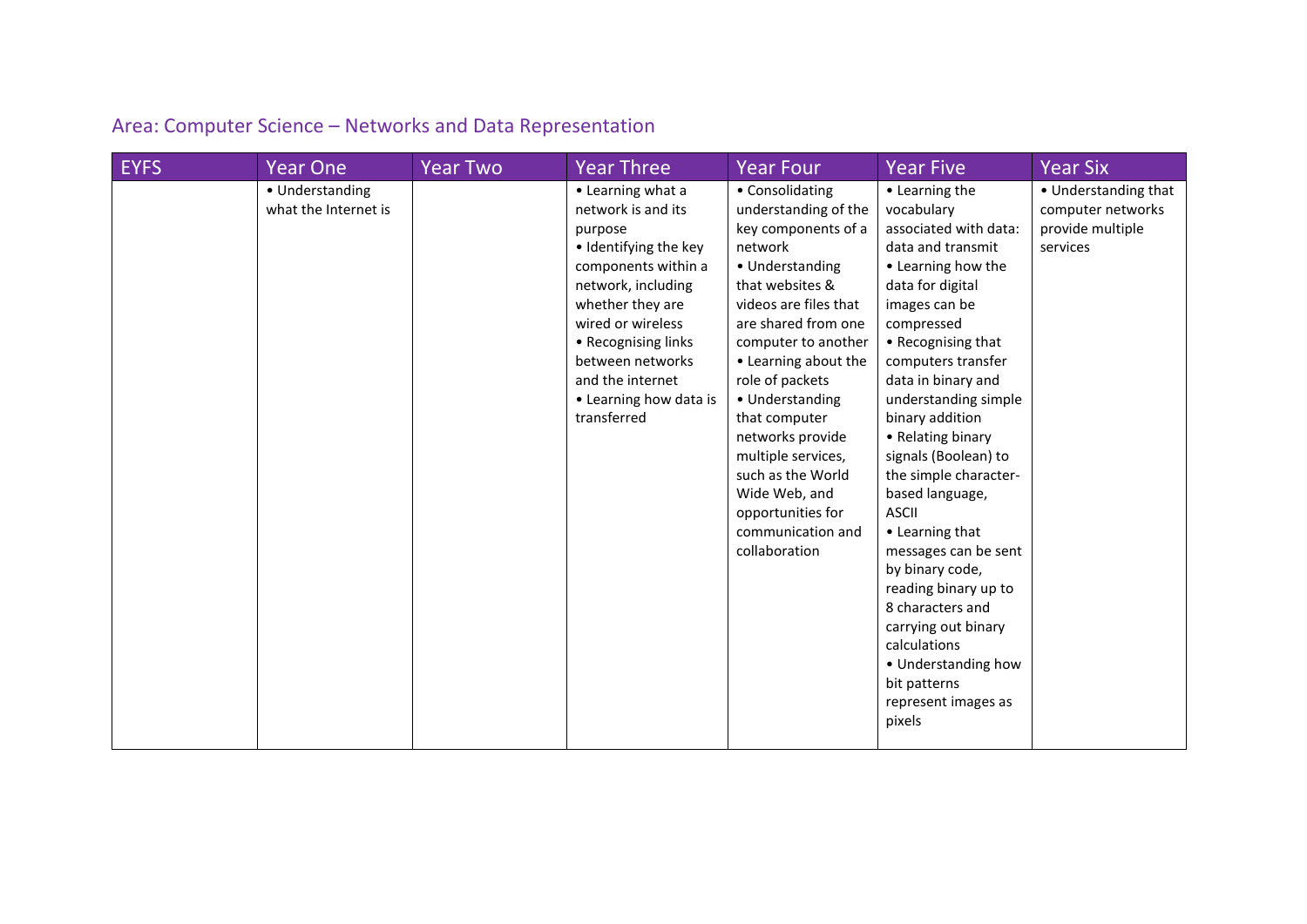## Area: Computer Science – Networks and Data Representation

| EYFS | Year One | Year Two | Year Three | Year Four | Year Five | Year Six |
|---|---|---|---|---|---|---|
| | • Understanding what the Internet is | | • Learning what a network is and its purpose<br>• Identifying the key components within a network, including whether they are wired or wireless<br>• Recognising links between networks and the internet<br>• Learning how data is transferred | • Consolidating understanding of the key components of a network<br>• Understanding that websites & videos are files that are shared from one computer to another<br>• Learning about the role of packets<br>• Understanding that computer networks provide multiple services, such as the World Wide Web, and opportunities for communication and collaboration | • Learning the vocabulary associated with data: data and transmit<br>• Learning how the data for digital images can be compressed<br>• Recognising that computers transfer data in binary and understanding simple binary addition<br>• Relating binary signals (Boolean) to the simple character-based language, ASCII<br>• Learning that messages can be sent by binary code, reading binary up to 8 characters and carrying out binary calculations<br>• Understanding how bit patterns represent images as pixels | • Understanding that computer networks provide multiple services |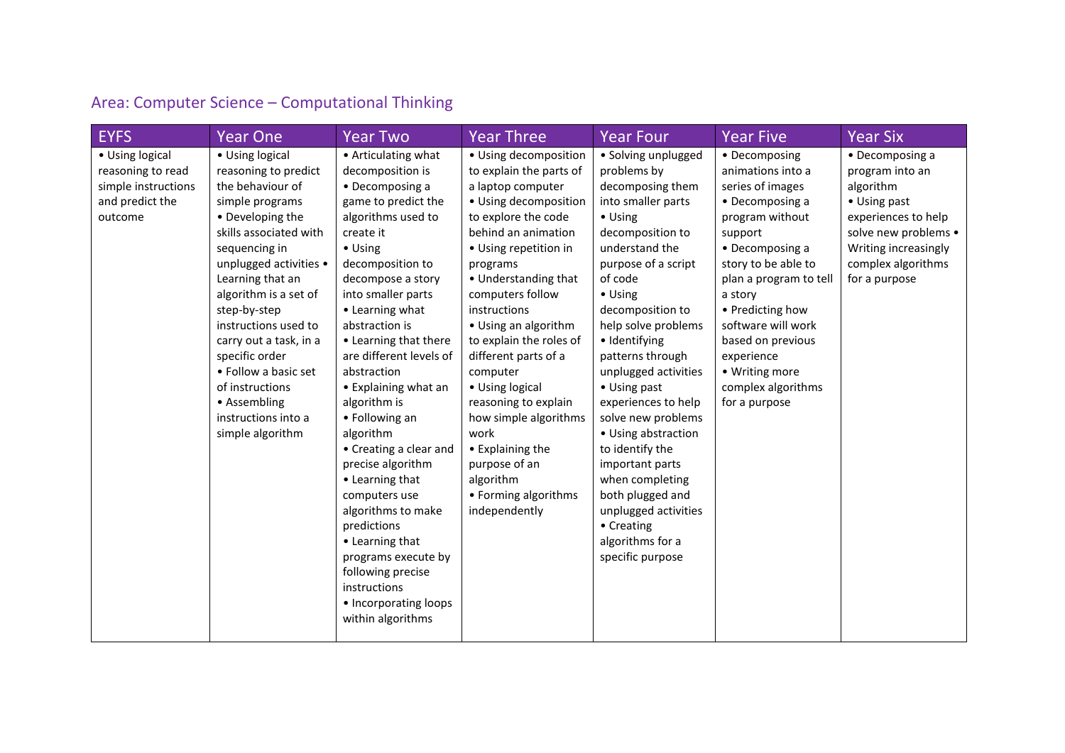## Area: Computer Science – Computational Thinking

| EYFS | Year One | Year Two | Year Three | Year Four | Year Five | Year Six |
|---|---|---|---|---|---|---|
| • Using logical reasoning to read simple instructions and predict the outcome | • Using logical reasoning to predict the behaviour of simple programs<br>• Developing the skills associated with sequencing in unplugged activities • Learning that an algorithm is a set of step-by-step instructions used to carry out a task, in a specific order<br>• Follow a basic set of instructions<br>• Assembling instructions into a simple algorithm | • Articulating what decomposition is<br>• Decomposing a game to predict the algorithms used to create it<br>• Using decomposition to decompose a story into smaller parts<br>• Learning what abstraction is<br>• Learning that there are different levels of abstraction<br>• Explaining what an algorithm is<br>• Following an algorithm<br>• Creating a clear and precise algorithm<br>• Learning that computers use algorithms to make predictions<br>• Learning that programs execute by following precise instructions<br>• Incorporating loops within algorithms | • Using decomposition to explain the parts of a laptop computer<br>• Using decomposition to explore the code behind an animation<br>• Using repetition in programs<br>• Understanding that computers follow instructions<br>• Using an algorithm to explain the roles of different parts of a computer<br>• Using logical reasoning to explain how simple algorithms work<br>• Explaining the purpose of an algorithm<br>• Forming algorithms independently | • Solving unplugged problems by decomposing them into smaller parts<br>• Using decomposition to understand the purpose of a script of code<br>• Using decomposition to help solve problems<br>• Identifying patterns through unplugged activities<br>• Using past experiences to help solve new problems<br>• Using abstraction to identify the important parts when completing both plugged and unplugged activities<br>• Creating algorithms for a specific purpose | • Decomposing animations into a series of images<br>• Decomposing a program without support<br>• Decomposing a story to be able to plan a program to tell a story<br>• Predicting how software will work based on previous experience<br>• Writing more complex algorithms for a purpose | • Decomposing a program into an algorithm<br>• Using past experiences to help solve new problems • Writing increasingly complex algorithms for a purpose |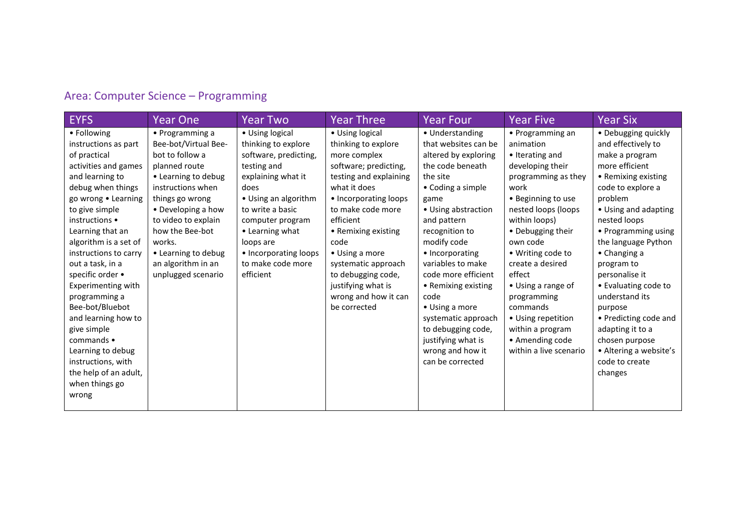## Area: Computer Science – Programming

| EYFS | Year One | Year Two | Year Three | Year Four | Year Five | Year Six |
|---|---|---|---|---|---|---|
| • Following instructions as part of practical activities and games and learning to debug when things go wrong • Learning to give simple instructions • Learning that an algorithm is a set of instructions to carry out a task, in a specific order • Experimenting with programming a Bee-bot/Bluebot and learning how to give simple commands • Learning to debug instructions, with the help of an adult, when things go wrong | • Programming a Bee-bot/Virtual Bee-bot to follow a planned route<br>• Learning to debug instructions when things go wrong<br>• Developing a how to video to explain how the Bee-bot works.<br>• Learning to debug an algorithm in an unplugged scenario | • Using logical thinking to explore software, predicting, testing and explaining what it does<br>• Using an algorithm to write a basic computer program<br>• Learning what loops are<br>• Incorporating loops to make code more efficient | • Using logical thinking to explore more complex software; predicting, testing and explaining what it does<br>• Incorporating loops to make code more efficient<br>• Remixing existing code<br>• Using a more systematic approach to debugging code, justifying what is wrong and how it can be corrected | • Understanding that websites can be altered by exploring the code beneath the site<br>• Coding a simple game<br>• Using abstraction and pattern recognition to modify code<br>• Incorporating variables to make code more efficient<br>• Remixing existing code<br>• Using a more systematic approach to debugging code, justifying what is wrong and how it can be corrected | • Programming an animation<br>• Iterating and developing their programming as they work<br>• Beginning to use nested loops (loops within loops)<br>• Debugging their own code<br>• Writing code to create a desired effect<br>• Using a range of programming commands<br>• Using repetition within a program<br>• Amending code within a live scenario | • Debugging quickly and effectively to make a program more efficient<br>• Remixing existing code to explore a problem<br>• Using and adapting nested loops<br>• Programming using the language Python<br>• Changing a program to personalise it<br>• Evaluating code to understand its purpose<br>• Predicting code and adapting it to a chosen purpose<br>• Altering a website's code to create changes |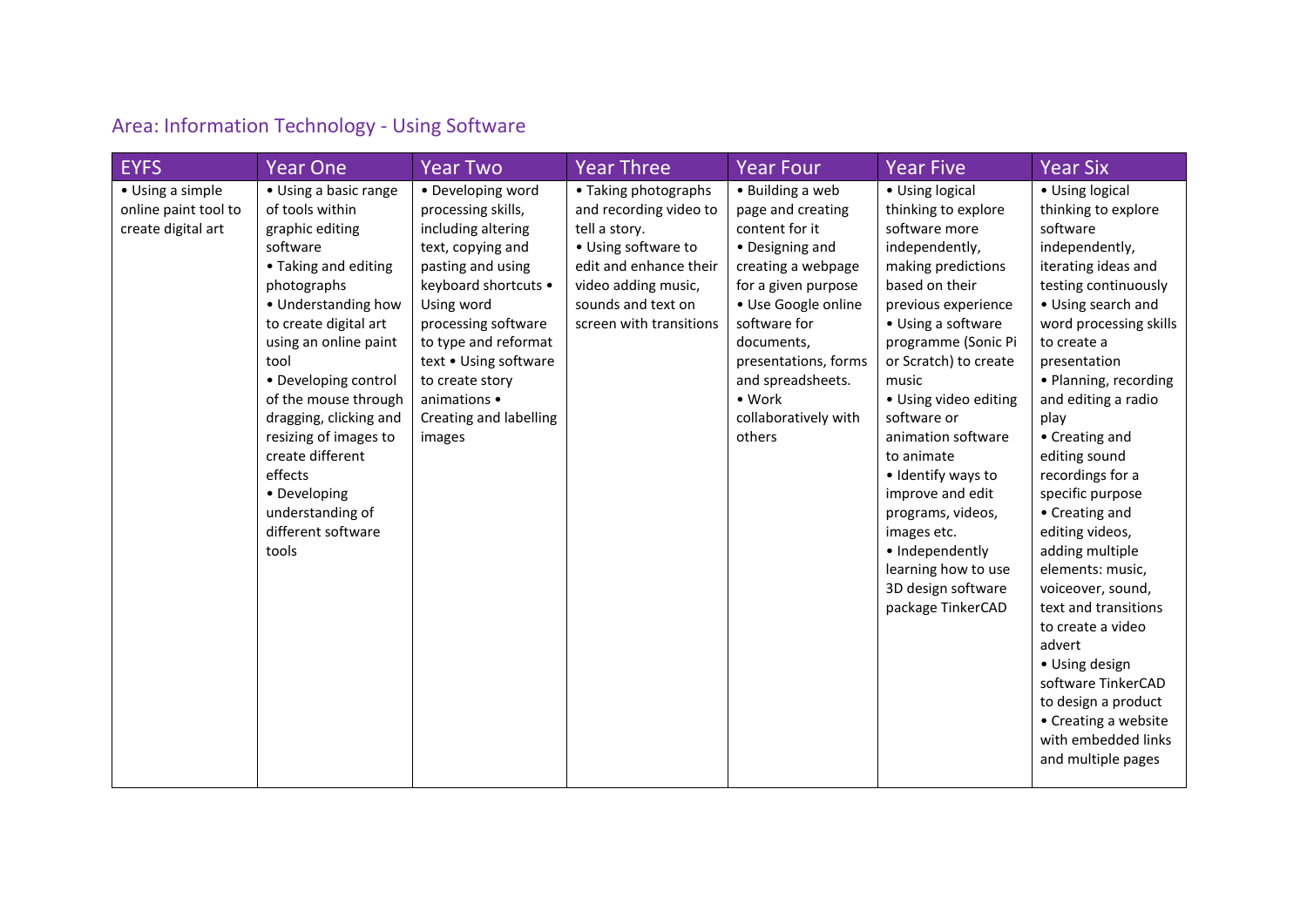## Area: Information Technology - Using Software

| EYFS | Year One | Year Two | Year Three | Year Four | Year Five | Year Six |
|---|---|---|---|---|---|---|
| • Using a simple online paint tool to create digital art | • Using a basic range of tools within graphic editing software<br>• Taking and editing photographs<br>• Understanding how to create digital art using an online paint tool<br>• Developing control of the mouse through dragging, clicking and resizing of images to create different effects<br>• Developing understanding of different software tools | • Developing word processing skills, including altering text, copying and pasting and using keyboard shortcuts • Using word processing software to type and reformat text • Using software to create story animations • Creating and labelling images | • Taking photographs and recording video to tell a story.<br>• Using software to edit and enhance their video adding music, sounds and text on screen with transitions | • Building a web page and creating content for it<br>• Designing and creating a webpage for a given purpose<br>• Use Google online software for documents, presentations, forms and spreadsheets.<br>• Work collaboratively with others | • Using logical thinking to explore software more independently, making predictions based on their previous experience<br>• Using a software programme (Sonic Pi or Scratch) to create music<br>• Using video editing software or animation software to animate<br>• Identify ways to improve and edit programs, videos, images etc.<br>• Independently learning how to use 3D design software package TinkerCAD | • Using logical thinking to explore software independently, iterating ideas and testing continuously<br>• Using search and word processing skills to create a presentation<br>• Planning, recording and editing a radio play<br>• Creating and editing sound recordings for a specific purpose<br>• Creating and editing videos, adding multiple elements: music, voiceover, sound, text and transitions to create a video advert<br>• Using design software TinkerCAD to design a product<br>• Creating a website with embedded links and multiple pages |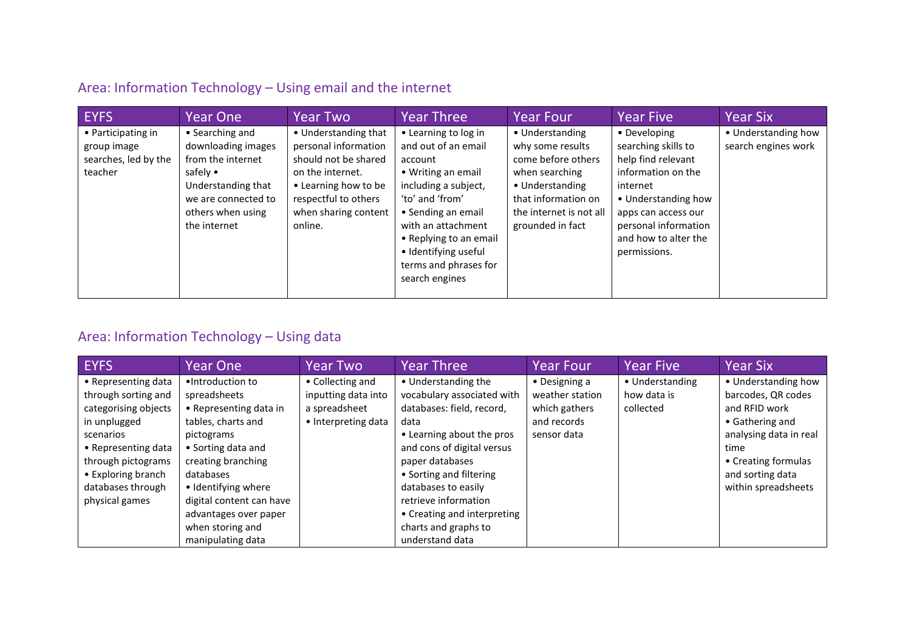## Area: Information Technology – Using email and the internet

| EYFS | Year One | Year Two | Year Three | Year Four | Year Five | Year Six |
|---|---|---|---|---|---|---|
| • Participating in group image searches, led by the teacher | • Searching and downloading images from the internet safely • Understanding that we are connected to others when using the internet | • Understanding that personal information should not be shared on the internet. • Learning how to be respectful to others when sharing content online. | • Learning to log in and out of an email account • Writing an email including a subject, 'to' and 'from' • Sending an email with an attachment • Replying to an email • Identifying useful terms and phrases for search engines | • Understanding why some results come before others when searching • Understanding that information on the internet is not all grounded in fact | • Developing searching skills to help find relevant information on the internet • Understanding how apps can access our personal information and how to alter the permissions. | • Understanding how search engines work |

## Area: Information Technology – Using data

| EYFS | Year One | Year Two | Year Three | Year Four | Year Five | Year Six |
|---|---|---|---|---|---|---|
| • Representing data through sorting and categorising objects in unplugged scenarios • Representing data through pictograms • Exploring branch databases through physical games | •Introduction to spreadsheets • Representing data in tables, charts and pictograms • Sorting data and creating branching databases • Identifying where digital content can have advantages over paper when storing and manipulating data | • Collecting and inputting data into a spreadsheet • Interpreting data | • Understanding the vocabulary associated with databases: field, record, data • Learning about the pros and cons of digital versus paper databases • Sorting and filtering databases to easily retrieve information • Creating and interpreting charts and graphs to understand data | • Designing a weather station which gathers and records sensor data | • Understanding how data is collected | • Understanding how barcodes, QR codes and RFID work • Gathering and analysing data in real time • Creating formulas and sorting data within spreadsheets |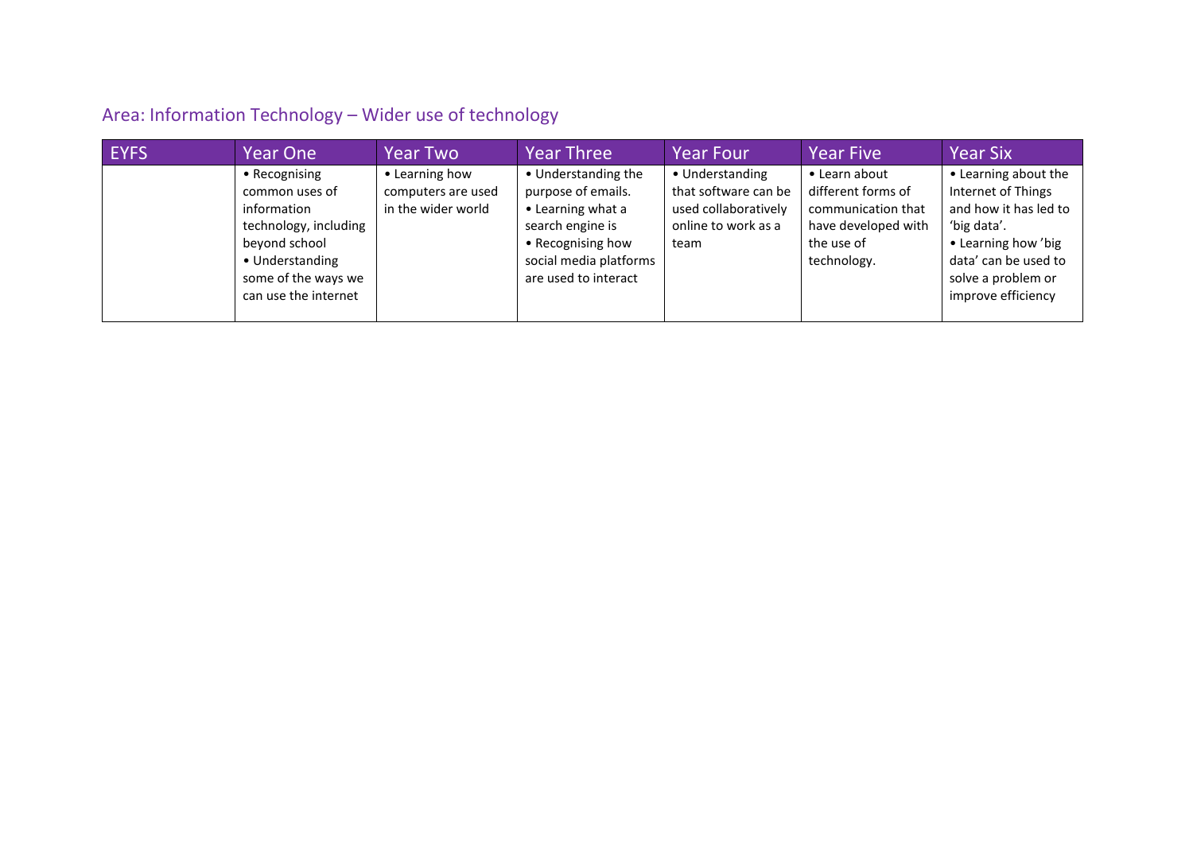## Area: Information Technology – Wider use of technology

| EYFS | Year One | Year Two | Year Three | Year Four | Year Five | Year Six |
|---|---|---|---|---|---|---|
| | • Recognising common uses of information technology, including beyond school<br>• Understanding some of the ways we can use the internet | • Learning how computers are used in the wider world | • Understanding the purpose of emails.<br>• Learning what a search engine is<br>• Recognising how social media platforms are used to interact | • Understanding that software can be used collaboratively online to work as a team | • Learn about different forms of communication that have developed with the use of technology. | • Learning about the Internet of Things and how it has led to 'big data'.<br>• Learning how 'big data' can be used to solve a problem or improve efficiency |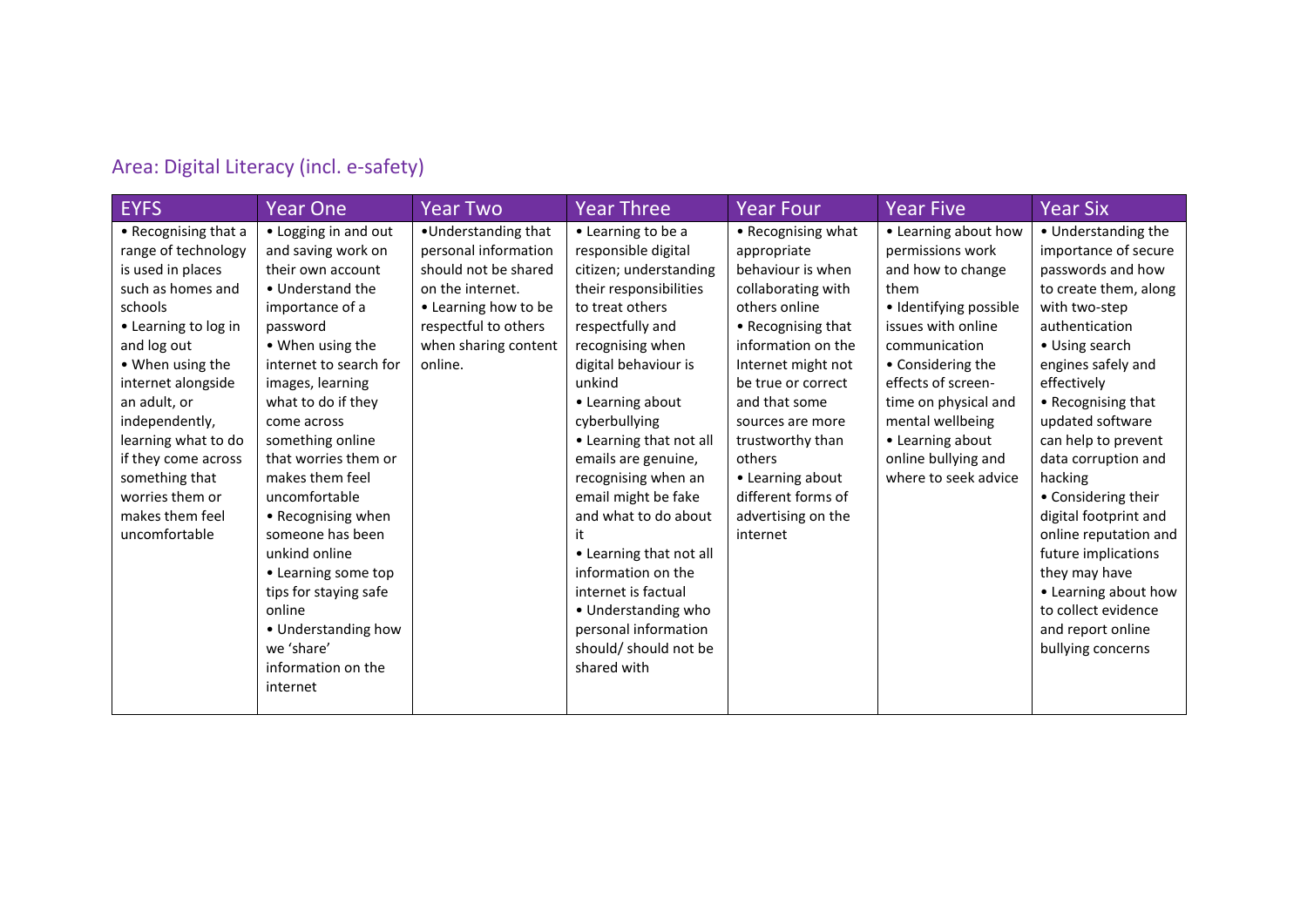## Area: Digital Literacy (incl. e-safety)

| EYFS | Year One | Year Two | Year Three | Year Four | Year Five | Year Six |
|---|---|---|---|---|---|---|
| • Recognising that a range of technology is used in places such as homes and schools<br>• Learning to log in and log out<br>• When using the internet alongside an adult, or independently, learning what to do if they come across something that worries them or makes them feel uncomfortable | • Logging in and out and saving work on their own account<br>• Understand the importance of a password<br>• When using the internet to search for images, learning what to do if they come across something online that worries them or makes them feel uncomfortable<br>• Recognising when someone has been unkind online<br>• Learning some top tips for staying safe online<br>• Understanding how we 'share' information on the internet | •Understanding that personal information should not be shared on the internet.<br>• Learning how to be respectful to others when sharing content online. | • Learning to be a responsible digital citizen; understanding their responsibilities to treat others respectfully and recognising when digital behaviour is unkind<br>• Learning about cyberbullying<br>• Learning that not all emails are genuine, recognising when an email might be fake and what to do about it<br>• Learning that not all information on the internet is factual<br>• Understanding who personal information should/ should not be shared with | • Recognising what appropriate behaviour is when collaborating with others online<br>• Recognising that information on the Internet might not be true or correct and that some sources are more trustworthy than others<br>• Learning about different forms of advertising on the internet | • Learning about how permissions work and how to change them<br>• Identifying possible issues with online communication<br>• Considering the effects of screen-time on physical and mental wellbeing<br>• Learning about online bullying and where to seek advice | • Understanding the importance of secure passwords and how to create them, along with two-step authentication<br>• Using search engines safely and effectively<br>• Recognising that updated software can help to prevent data corruption and hacking<br>• Considering their digital footprint and online reputation and future implications they may have<br>• Learning about how to collect evidence and report online bullying concerns |